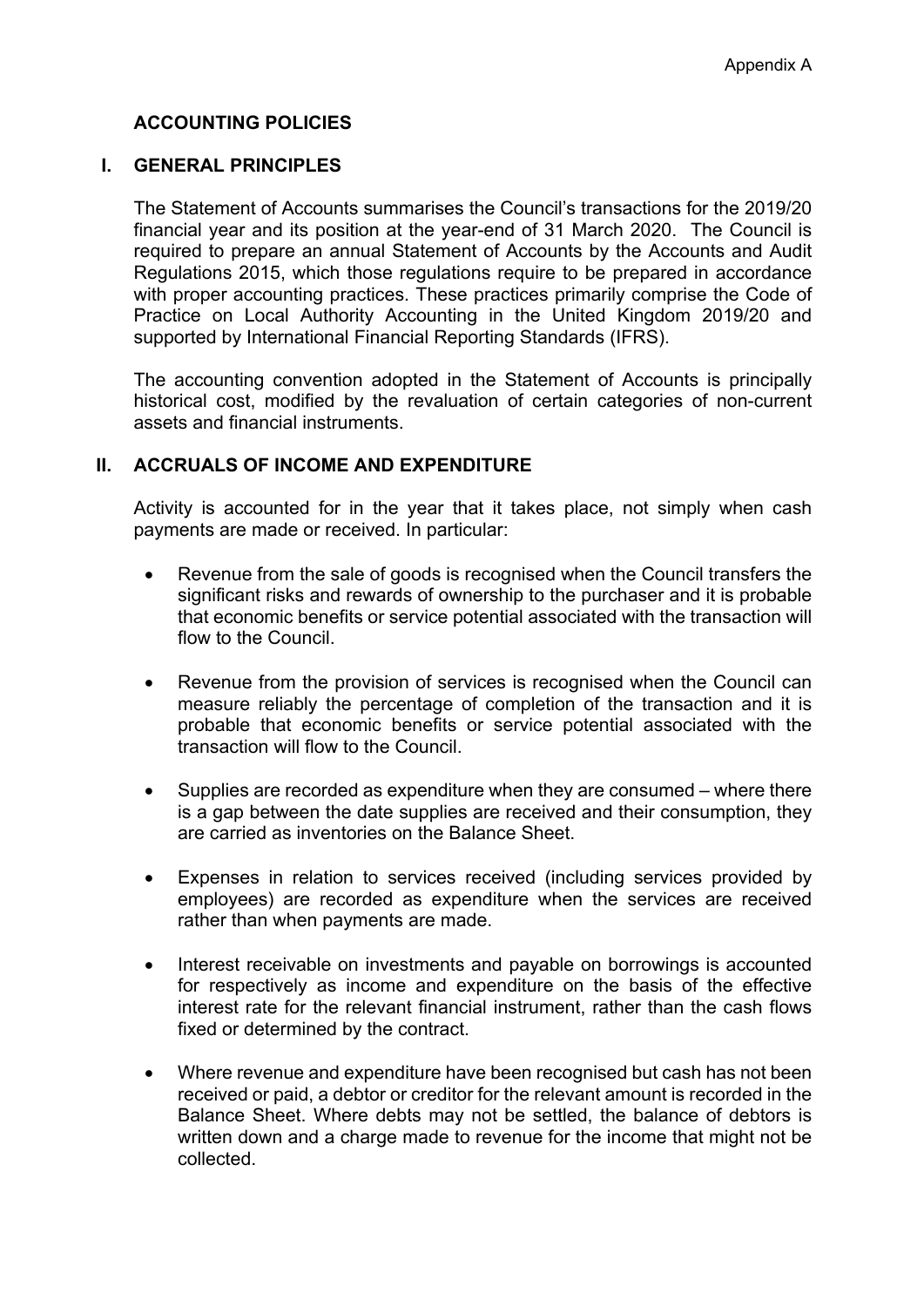Appendix A

# ACCOUNTING POLICIES

## I. GENERAL PRINCIPLES

The Statement of Accounts summarises the Council's transactions for the 2019/20 financial year and its position at the year-end of 31 March 2020. The Council is required to prepare an annual Statement of Accounts by the Accounts and Audit Regulations 2015, which those regulations require to be prepared in accordance with proper accounting practices. These practices primarily comprise the Code of Practice on Local Authority Accounting in the United Kingdom 2019/20 and supported by International Financial Reporting Standards (IFRS).

The accounting convention adopted in the Statement of Accounts is principally historical cost, modified by the revaluation of certain categories of non-current assets and financial instruments.

## II. ACCRUALS OF INCOME AND EXPENDITURE

Activity is accounted for in the year that it takes place, not simply when cash payments are made or received. In particular:

- Revenue from the sale of goods is recognised when the Council transfers the significant risks and rewards of ownership to the purchaser and it is probable that economic benefits or service potential associated with the transaction will flow to the Council.
- Revenue from the provision of services is recognised when the Council can measure reliably the percentage of completion of the transaction and it is probable that economic benefits or service potential associated with the transaction will flow to the Council.
- Supplies are recorded as expenditure when they are consumed – where there is a gap between the date supplies are received and their consumption, they are carried as inventories on the Balance Sheet.
- Expenses in relation to services received (including services provided by employees) are recorded as expenditure when the services are received rather than when payments are made.
- Interest receivable on investments and payable on borrowings is accounted for respectively as income and expenditure on the basis of the effective interest rate for the relevant financial instrument, rather than the cash flows fixed or determined by the contract.
- Where revenue and expenditure have been recognised but cash has not been received or paid, a debtor or creditor for the relevant amount is recorded in the Balance Sheet. Where debts may not be settled, the balance of debtors is written down and a charge made to revenue for the income that might not be collected.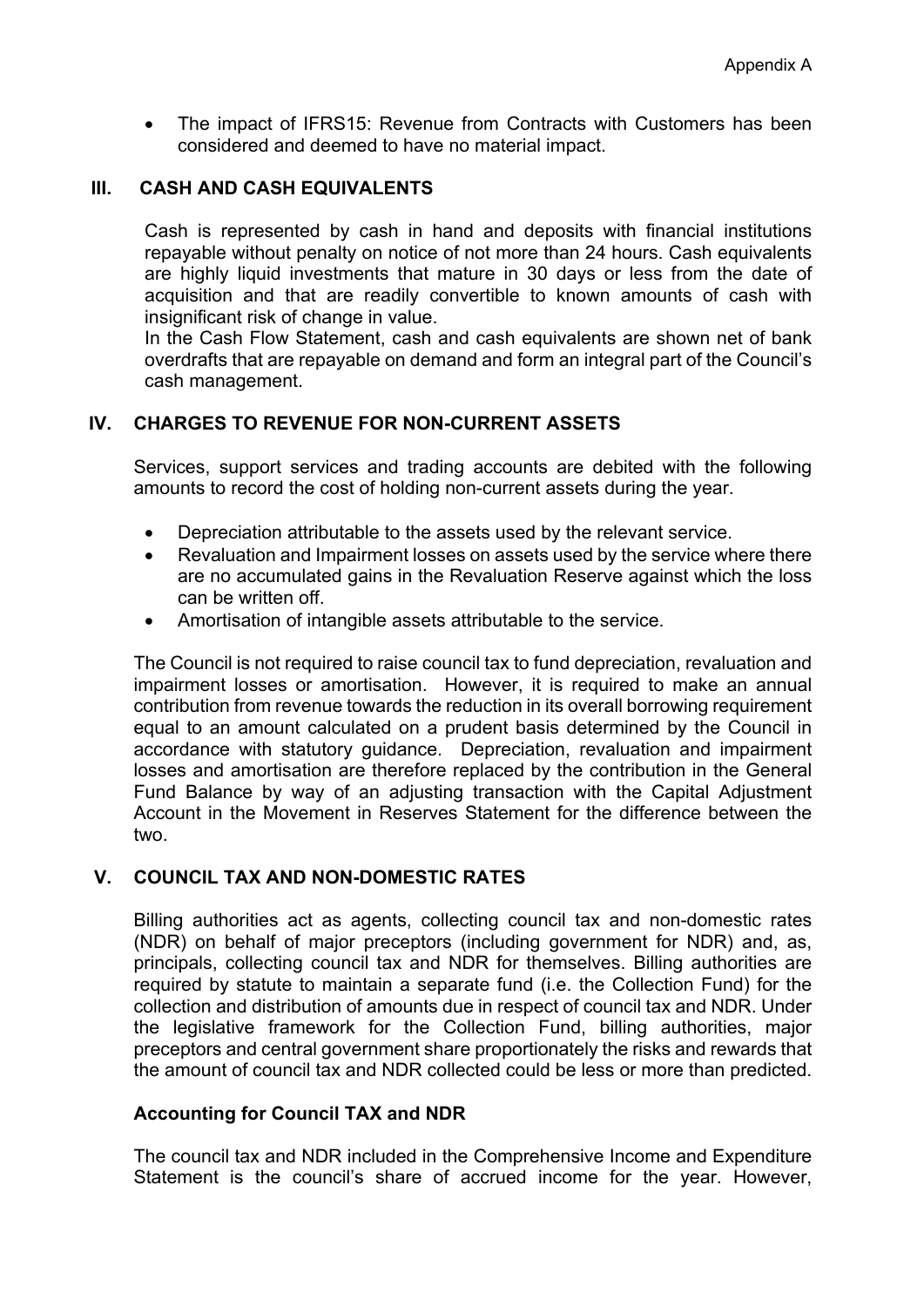- The impact of IFRS15: Revenue from Contracts with Customers has been considered and deemed to have no material impact.

## III. CASH AND CASH EQUIVALENTS

Cash is represented by cash in hand and deposits with financial institutions repayable without penalty on notice of not more than 24 hours. Cash equivalents are highly liquid investments that mature in 30 days or less from the date of acquisition and that are readily convertible to known amounts of cash with insignificant risk of change in value.
In the Cash Flow Statement, cash and cash equivalents are shown net of bank overdrafts that are repayable on demand and form an integral part of the Council's cash management.

## IV. CHARGES TO REVENUE FOR NON-CURRENT ASSETS

Services, support services and trading accounts are debited with the following amounts to record the cost of holding non-current assets during the year.

- Depreciation attributable to the assets used by the relevant service.
- Revaluation and Impairment losses on assets used by the service where there are no accumulated gains in the Revaluation Reserve against which the loss can be written off.
- Amortisation of intangible assets attributable to the service.

The Council is not required to raise council tax to fund depreciation, revaluation and impairment losses or amortisation. However, it is required to make an annual contribution from revenue towards the reduction in its overall borrowing requirement equal to an amount calculated on a prudent basis determined by the Council in accordance with statutory guidance. Depreciation, revaluation and impairment losses and amortisation are therefore replaced by the contribution in the General Fund Balance by way of an adjusting transaction with the Capital Adjustment Account in the Movement in Reserves Statement for the difference between the two.

## V. COUNCIL TAX AND NON-DOMESTIC RATES

Billing authorities act as agents, collecting council tax and non-domestic rates (NDR) on behalf of major preceptors (including government for NDR) and, as, principals, collecting council tax and NDR for themselves. Billing authorities are required by statute to maintain a separate fund (i.e. the Collection Fund) for the collection and distribution of amounts due in respect of council tax and NDR. Under the legislative framework for the Collection Fund, billing authorities, major preceptors and central government share proportionately the risks and rewards that the amount of council tax and NDR collected could be less or more than predicted.

### Accounting for Council TAX and NDR

The council tax and NDR included in the Comprehensive Income and Expenditure Statement is the council's share of accrued income for the year. However,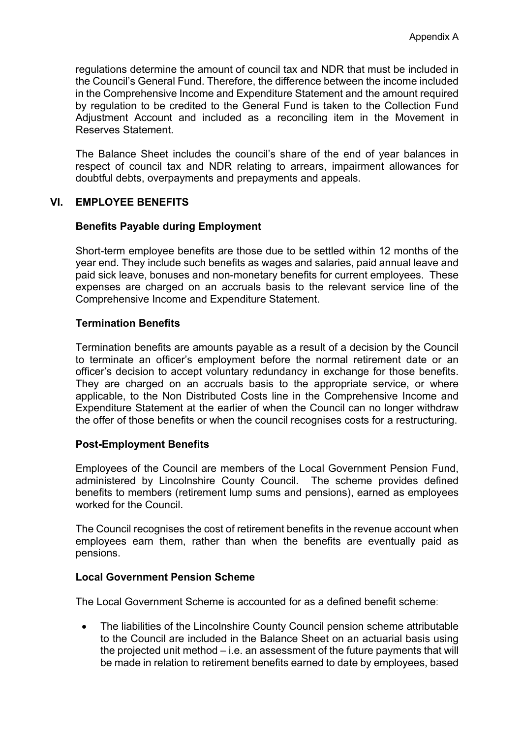regulations determine the amount of council tax and NDR that must be included in the Council's General Fund. Therefore, the difference between the income included in the Comprehensive Income and Expenditure Statement and the amount required by regulation to be credited to the General Fund is taken to the Collection Fund Adjustment Account and included as a reconciling item in the Movement in Reserves Statement.

The Balance Sheet includes the council's share of the end of year balances in respect of council tax and NDR relating to arrears, impairment allowances for doubtful debts, overpayments and prepayments and appeals.

## VI. EMPLOYEE BENEFITS

### Benefits Payable during Employment

Short-term employee benefits are those due to be settled within 12 months of the year end. They include such benefits as wages and salaries, paid annual leave and paid sick leave, bonuses and non-monetary benefits for current employees. These expenses are charged on an accruals basis to the relevant service line of the Comprehensive Income and Expenditure Statement.

### Termination Benefits

Termination benefits are amounts payable as a result of a decision by the Council to terminate an officer's employment before the normal retirement date or an officer's decision to accept voluntary redundancy in exchange for those benefits. They are charged on an accruals basis to the appropriate service, or where applicable, to the Non Distributed Costs line in the Comprehensive Income and Expenditure Statement at the earlier of when the Council can no longer withdraw the offer of those benefits or when the council recognises costs for a restructuring.

### Post-Employment Benefits

Employees of the Council are members of the Local Government Pension Fund, administered by Lincolnshire County Council. The scheme provides defined benefits to members (retirement lump sums and pensions), earned as employees worked for the Council.

The Council recognises the cost of retirement benefits in the revenue account when employees earn them, rather than when the benefits are eventually paid as pensions.

### Local Government Pension Scheme

The Local Government Scheme is accounted for as a defined benefit scheme:

- The liabilities of the Lincolnshire County Council pension scheme attributable to the Council are included in the Balance Sheet on an actuarial basis using the projected unit method – i.e. an assessment of the future payments that will be made in relation to retirement benefits earned to date by employees, based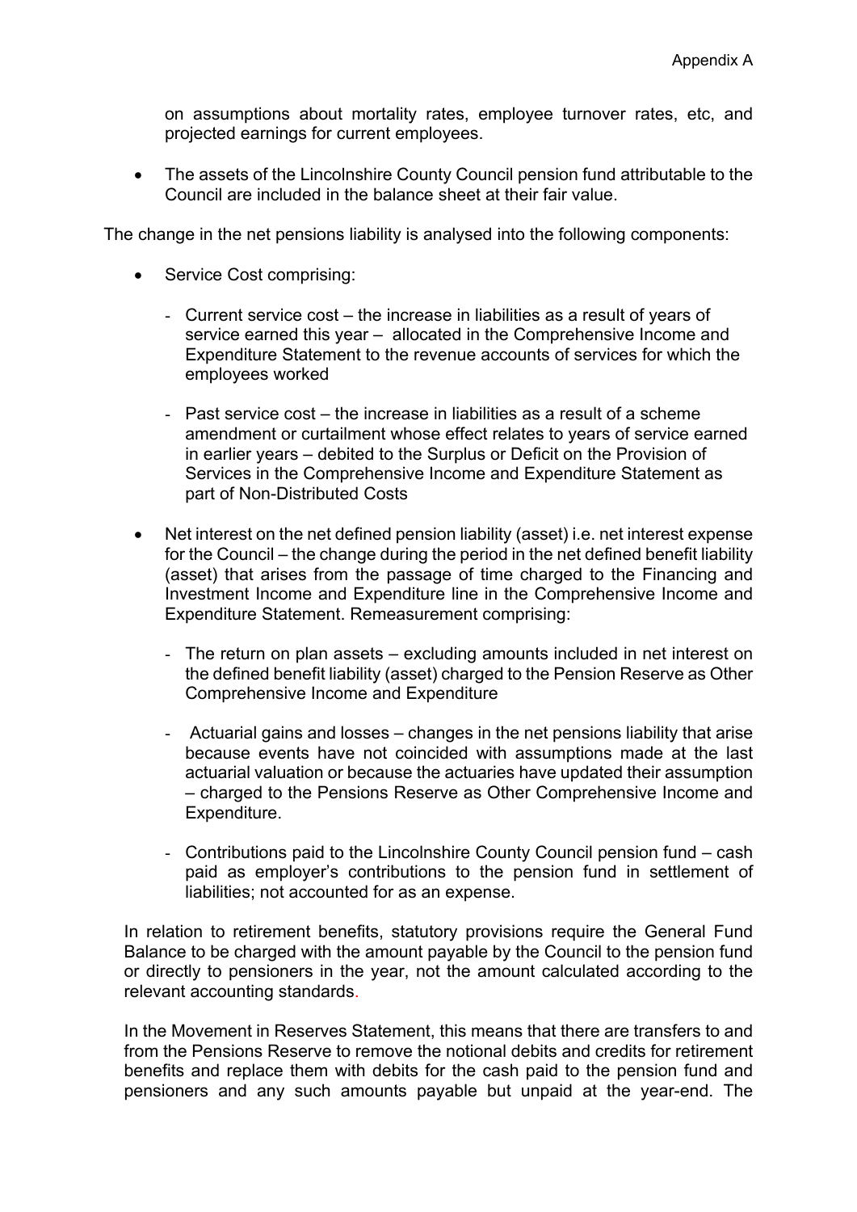on assumptions about mortality rates, employee turnover rates, etc, and projected earnings for current employees.

- The assets of the Lincolnshire County Council pension fund attributable to the Council are included in the balance sheet at their fair value.

The change in the net pensions liability is analysed into the following components:

- Service Cost comprising:

  - Current service cost – the increase in liabilities as a result of years of service earned this year – allocated in the Comprehensive Income and Expenditure Statement to the revenue accounts of services for which the employees worked

  - Past service cost – the increase in liabilities as a result of a scheme amendment or curtailment whose effect relates to years of service earned in earlier years – debited to the Surplus or Deficit on the Provision of Services in the Comprehensive Income and Expenditure Statement as part of Non-Distributed Costs

- Net interest on the net defined pension liability (asset) i.e. net interest expense for the Council – the change during the period in the net defined benefit liability (asset) that arises from the passage of time charged to the Financing and Investment Income and Expenditure line in the Comprehensive Income and Expenditure Statement. Remeasurement comprising:

  - The return on plan assets – excluding amounts included in net interest on the defined benefit liability (asset) charged to the Pension Reserve as Other Comprehensive Income and Expenditure

  - Actuarial gains and losses – changes in the net pensions liability that arise because events have not coincided with assumptions made at the last actuarial valuation or because the actuaries have updated their assumption – charged to the Pensions Reserve as Other Comprehensive Income and Expenditure.

  - Contributions paid to the Lincolnshire County Council pension fund – cash paid as employer's contributions to the pension fund in settlement of liabilities; not accounted for as an expense.

In relation to retirement benefits, statutory provisions require the General Fund Balance to be charged with the amount payable by the Council to the pension fund or directly to pensioners in the year, not the amount calculated according to the relevant accounting standards.

In the Movement in Reserves Statement, this means that there are transfers to and from the Pensions Reserve to remove the notional debits and credits for retirement benefits and replace them with debits for the cash paid to the pension fund and pensioners and any such amounts payable but unpaid at the year-end. The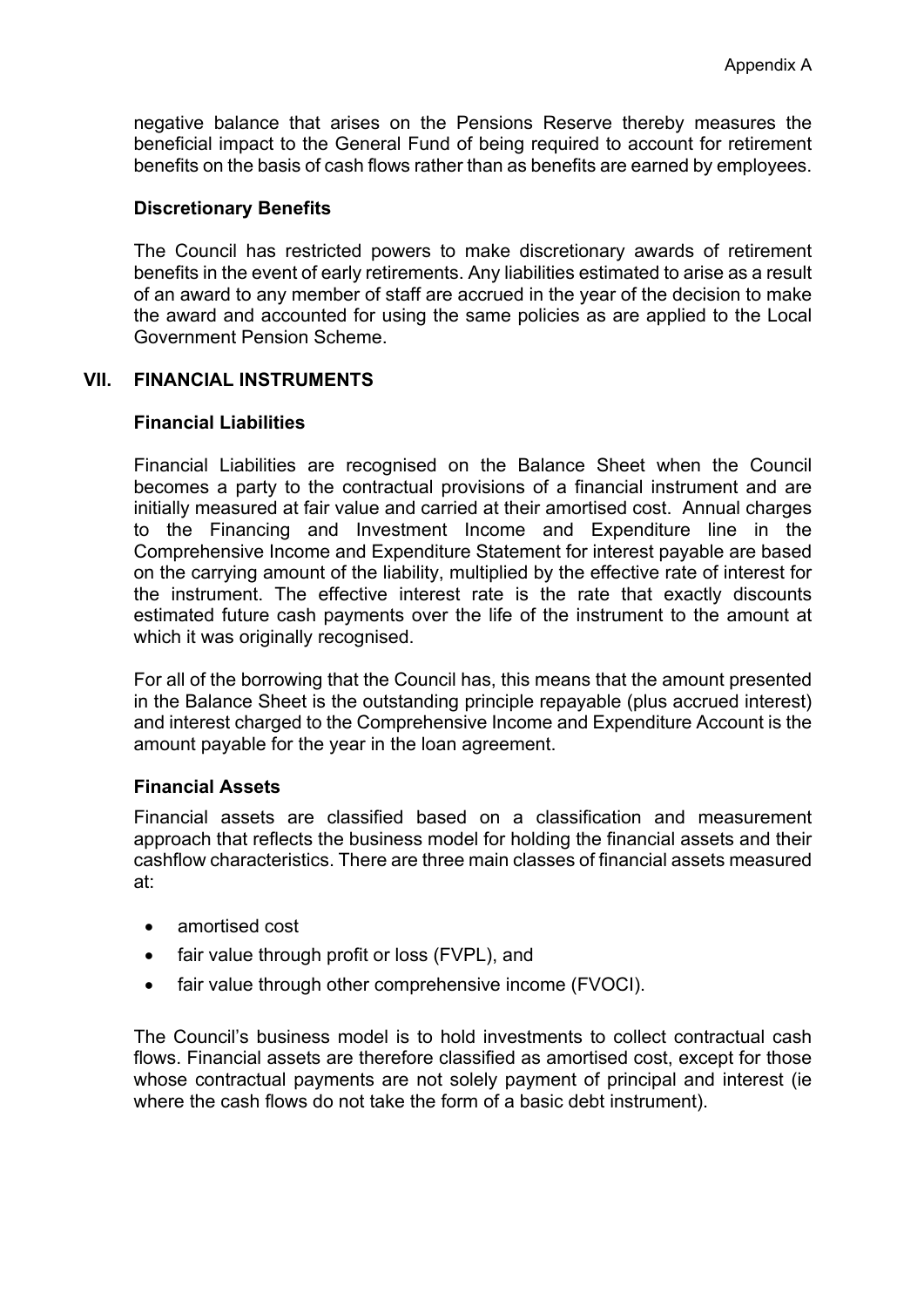negative balance that arises on the Pensions Reserve thereby measures the beneficial impact to the General Fund of being required to account for retirement benefits on the basis of cash flows rather than as benefits are earned by employees.

**Discretionary Benefits**

The Council has restricted powers to make discretionary awards of retirement benefits in the event of early retirements. Any liabilities estimated to arise as a result of an award to any member of staff are accrued in the year of the decision to make the award and accounted for using the same policies as are applied to the Local Government Pension Scheme.

## VII. FINANCIAL INSTRUMENTS

**Financial Liabilities**

Financial Liabilities are recognised on the Balance Sheet when the Council becomes a party to the contractual provisions of a financial instrument and are initially measured at fair value and carried at their amortised cost. Annual charges to the Financing and Investment Income and Expenditure line in the Comprehensive Income and Expenditure Statement for interest payable are based on the carrying amount of the liability, multiplied by the effective rate of interest for the instrument. The effective interest rate is the rate that exactly discounts estimated future cash payments over the life of the instrument to the amount at which it was originally recognised.

For all of the borrowing that the Council has, this means that the amount presented in the Balance Sheet is the outstanding principle repayable (plus accrued interest) and interest charged to the Comprehensive Income and Expenditure Account is the amount payable for the year in the loan agreement.

**Financial Assets**

Financial assets are classified based on a classification and measurement approach that reflects the business model for holding the financial assets and their cashflow characteristics. There are three main classes of financial assets measured at:

- amortised cost
- fair value through profit or loss (FVPL), and
- fair value through other comprehensive income (FVOCI).

The Council's business model is to hold investments to collect contractual cash flows. Financial assets are therefore classified as amortised cost, except for those whose contractual payments are not solely payment of principal and interest (ie where the cash flows do not take the form of a basic debt instrument).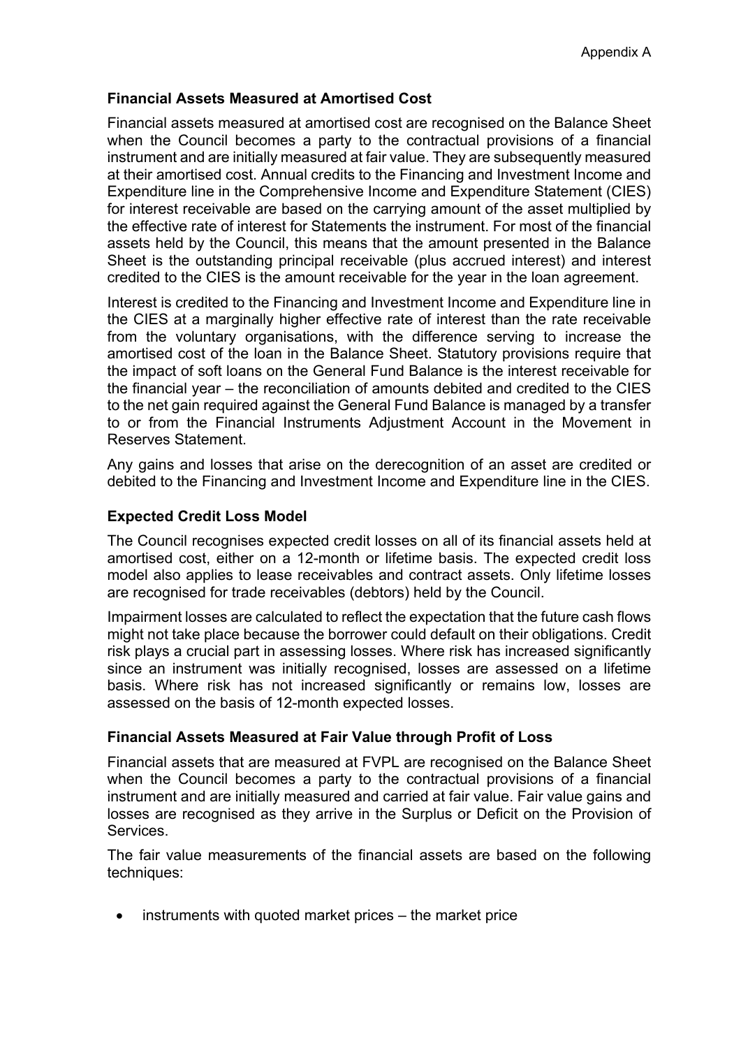**Financial Assets Measured at Amortised Cost**

Financial assets measured at amortised cost are recognised on the Balance Sheet when the Council becomes a party to the contractual provisions of a financial instrument and are initially measured at fair value. They are subsequently measured at their amortised cost. Annual credits to the Financing and Investment Income and Expenditure line in the Comprehensive Income and Expenditure Statement (CIES) for interest receivable are based on the carrying amount of the asset multiplied by the effective rate of interest for Statements the instrument. For most of the financial assets held by the Council, this means that the amount presented in the Balance Sheet is the outstanding principal receivable (plus accrued interest) and interest credited to the CIES is the amount receivable for the year in the loan agreement.

Interest is credited to the Financing and Investment Income and Expenditure line in the CIES at a marginally higher effective rate of interest than the rate receivable from the voluntary organisations, with the difference serving to increase the amortised cost of the loan in the Balance Sheet. Statutory provisions require that the impact of soft loans on the General Fund Balance is the interest receivable for the financial year – the reconciliation of amounts debited and credited to the CIES to the net gain required against the General Fund Balance is managed by a transfer to or from the Financial Instruments Adjustment Account in the Movement in Reserves Statement.

Any gains and losses that arise on the derecognition of an asset are credited or debited to the Financing and Investment Income and Expenditure line in the CIES.

**Expected Credit Loss Model**

The Council recognises expected credit losses on all of its financial assets held at amortised cost, either on a 12-month or lifetime basis. The expected credit loss model also applies to lease receivables and contract assets. Only lifetime losses are recognised for trade receivables (debtors) held by the Council.

Impairment losses are calculated to reflect the expectation that the future cash flows might not take place because the borrower could default on their obligations. Credit risk plays a crucial part in assessing losses. Where risk has increased significantly since an instrument was initially recognised, losses are assessed on a lifetime basis. Where risk has not increased significantly or remains low, losses are assessed on the basis of 12-month expected losses.

**Financial Assets Measured at Fair Value through Profit of Loss**

Financial assets that are measured at FVPL are recognised on the Balance Sheet when the Council becomes a party to the contractual provisions of a financial instrument and are initially measured and carried at fair value. Fair value gains and losses are recognised as they arrive in the Surplus or Deficit on the Provision of Services.

The fair value measurements of the financial assets are based on the following techniques:

- instruments with quoted market prices – the market price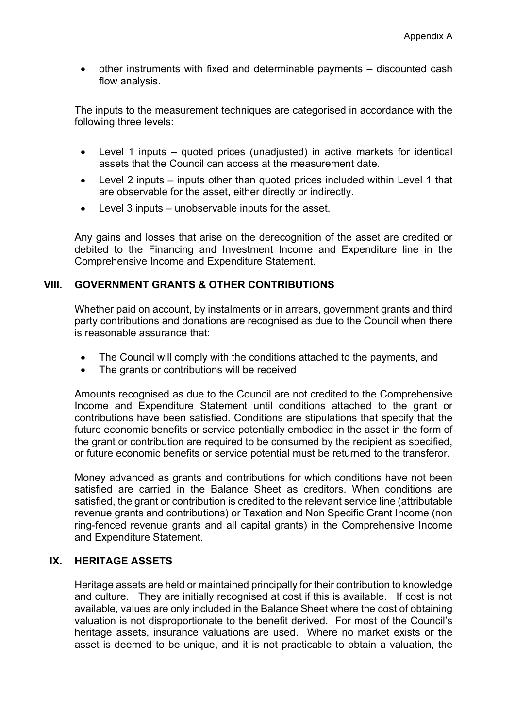- other instruments with fixed and determinable payments – discounted cash flow analysis.

The inputs to the measurement techniques are categorised in accordance with the following three levels:

- Level 1 inputs – quoted prices (unadjusted) in active markets for identical assets that the Council can access at the measurement date.
- Level 2 inputs – inputs other than quoted prices included within Level 1 that are observable for the asset, either directly or indirectly.
- Level 3 inputs – unobservable inputs for the asset.

Any gains and losses that arise on the derecognition of the asset are credited or debited to the Financing and Investment Income and Expenditure line in the Comprehensive Income and Expenditure Statement.

## VIII. GOVERNMENT GRANTS & OTHER CONTRIBUTIONS

Whether paid on account, by instalments or in arrears, government grants and third party contributions and donations are recognised as due to the Council when there is reasonable assurance that:

- The Council will comply with the conditions attached to the payments, and
- The grants or contributions will be received

Amounts recognised as due to the Council are not credited to the Comprehensive Income and Expenditure Statement until conditions attached to the grant or contributions have been satisfied. Conditions are stipulations that specify that the future economic benefits or service potentially embodied in the asset in the form of the grant or contribution are required to be consumed by the recipient as specified, or future economic benefits or service potential must be returned to the transferor.

Money advanced as grants and contributions for which conditions have not been satisfied are carried in the Balance Sheet as creditors. When conditions are satisfied, the grant or contribution is credited to the relevant service line (attributable revenue grants and contributions) or Taxation and Non Specific Grant Income (non ring-fenced revenue grants and all capital grants) in the Comprehensive Income and Expenditure Statement.

## IX. HERITAGE ASSETS

Heritage assets are held or maintained principally for their contribution to knowledge and culture. They are initially recognised at cost if this is available. If cost is not available, values are only included in the Balance Sheet where the cost of obtaining valuation is not disproportionate to the benefit derived. For most of the Council's heritage assets, insurance valuations are used. Where no market exists or the asset is deemed to be unique, and it is not practicable to obtain a valuation, the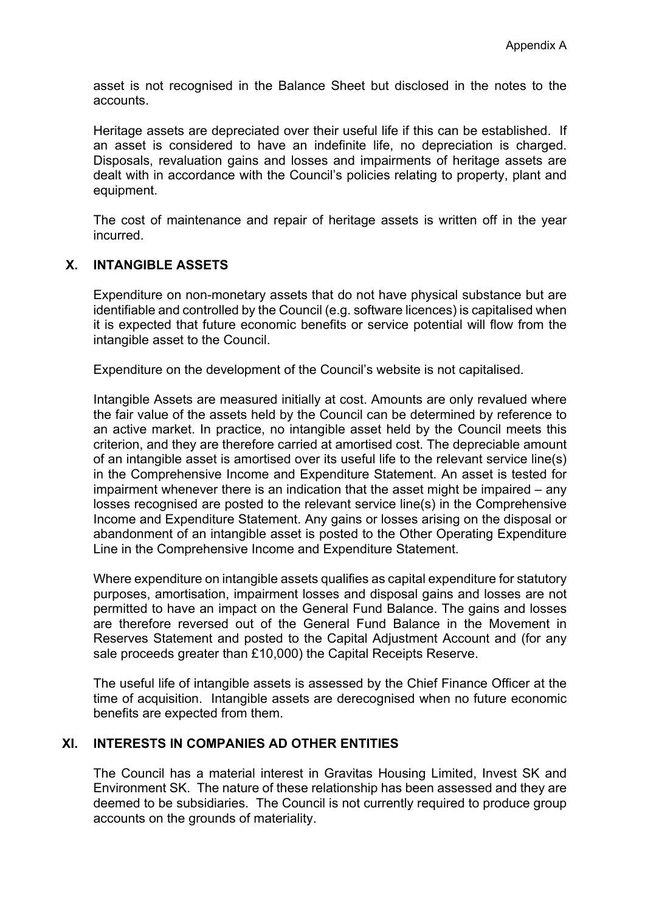asset is not recognised in the Balance Sheet but disclosed in the notes to the accounts.

Heritage assets are depreciated over their useful life if this can be established. If an asset is considered to have an indefinite life, no depreciation is charged. Disposals, revaluation gains and losses and impairments of heritage assets are dealt with in accordance with the Council's policies relating to property, plant and equipment.

The cost of maintenance and repair of heritage assets is written off in the year incurred.

## X. INTANGIBLE ASSETS

Expenditure on non-monetary assets that do not have physical substance but are identifiable and controlled by the Council (e.g. software licences) is capitalised when it is expected that future economic benefits or service potential will flow from the intangible asset to the Council.

Expenditure on the development of the Council's website is not capitalised.

Intangible Assets are measured initially at cost. Amounts are only revalued where the fair value of the assets held by the Council can be determined by reference to an active market. In practice, no intangible asset held by the Council meets this criterion, and they are therefore carried at amortised cost. The depreciable amount of an intangible asset is amortised over its useful life to the relevant service line(s) in the Comprehensive Income and Expenditure Statement. An asset is tested for impairment whenever there is an indication that the asset might be impaired – any losses recognised are posted to the relevant service line(s) in the Comprehensive Income and Expenditure Statement. Any gains or losses arising on the disposal or abandonment of an intangible asset is posted to the Other Operating Expenditure Line in the Comprehensive Income and Expenditure Statement.

Where expenditure on intangible assets qualifies as capital expenditure for statutory purposes, amortisation, impairment losses and disposal gains and losses are not permitted to have an impact on the General Fund Balance. The gains and losses are therefore reversed out of the General Fund Balance in the Movement in Reserves Statement and posted to the Capital Adjustment Account and (for any sale proceeds greater than £10,000) the Capital Receipts Reserve.

The useful life of intangible assets is assessed by the Chief Finance Officer at the time of acquisition. Intangible assets are derecognised when no future economic benefits are expected from them.

## XI. INTERESTS IN COMPANIES AD OTHER ENTITIES

The Council has a material interest in Gravitas Housing Limited, Invest SK and Environment SK. The nature of these relationship has been assessed and they are deemed to be subsidiaries. The Council is not currently required to produce group accounts on the grounds of materiality.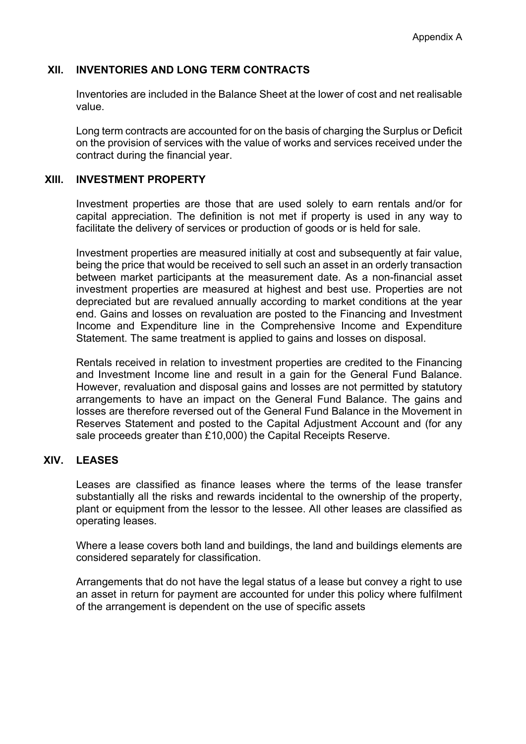## XII. INVENTORIES AND LONG TERM CONTRACTS

Inventories are included in the Balance Sheet at the lower of cost and net realisable value.

Long term contracts are accounted for on the basis of charging the Surplus or Deficit on the provision of services with the value of works and services received under the contract during the financial year.

## XIII. INVESTMENT PROPERTY

Investment properties are those that are used solely to earn rentals and/or for capital appreciation. The definition is not met if property is used in any way to facilitate the delivery of services or production of goods or is held for sale.

Investment properties are measured initially at cost and subsequently at fair value, being the price that would be received to sell such an asset in an orderly transaction between market participants at the measurement date. As a non-financial asset investment properties are measured at highest and best use. Properties are not depreciated but are revalued annually according to market conditions at the year end. Gains and losses on revaluation are posted to the Financing and Investment Income and Expenditure line in the Comprehensive Income and Expenditure Statement. The same treatment is applied to gains and losses on disposal.

Rentals received in relation to investment properties are credited to the Financing and Investment Income line and result in a gain for the General Fund Balance. However, revaluation and disposal gains and losses are not permitted by statutory arrangements to have an impact on the General Fund Balance. The gains and losses are therefore reversed out of the General Fund Balance in the Movement in Reserves Statement and posted to the Capital Adjustment Account and (for any sale proceeds greater than £10,000) the Capital Receipts Reserve.

## XIV. LEASES

Leases are classified as finance leases where the terms of the lease transfer substantially all the risks and rewards incidental to the ownership of the property, plant or equipment from the lessor to the lessee. All other leases are classified as operating leases.

Where a lease covers both land and buildings, the land and buildings elements are considered separately for classification.

Arrangements that do not have the legal status of a lease but convey a right to use an asset in return for payment are accounted for under this policy where fulfilment of the arrangement is dependent on the use of specific assets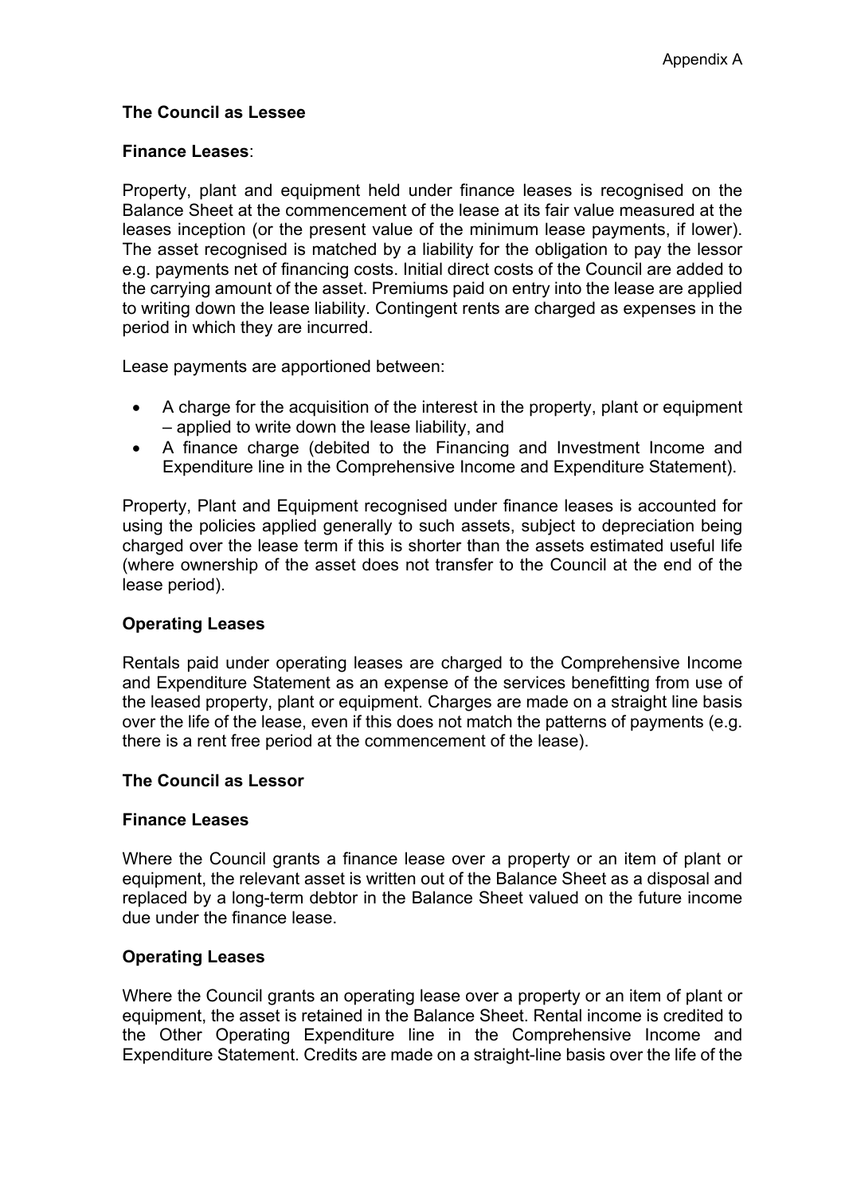**The Council as Lessee**

**Finance Leases**:

Property, plant and equipment held under finance leases is recognised on the Balance Sheet at the commencement of the lease at its fair value measured at the leases inception (or the present value of the minimum lease payments, if lower). The asset recognised is matched by a liability for the obligation to pay the lessor e.g. payments net of financing costs. Initial direct costs of the Council are added to the carrying amount of the asset. Premiums paid on entry into the lease are applied to writing down the lease liability. Contingent rents are charged as expenses in the period in which they are incurred.

Lease payments are apportioned between:

- A charge for the acquisition of the interest in the property, plant or equipment – applied to write down the lease liability, and
- A finance charge (debited to the Financing and Investment Income and Expenditure line in the Comprehensive Income and Expenditure Statement).

Property, Plant and Equipment recognised under finance leases is accounted for using the policies applied generally to such assets, subject to depreciation being charged over the lease term if this is shorter than the assets estimated useful life (where ownership of the asset does not transfer to the Council at the end of the lease period).

**Operating Leases**

Rentals paid under operating leases are charged to the Comprehensive Income and Expenditure Statement as an expense of the services benefitting from use of the leased property, plant or equipment. Charges are made on a straight line basis over the life of the lease, even if this does not match the patterns of payments (e.g. there is a rent free period at the commencement of the lease).

**The Council as Lessor**

**Finance Leases**

Where the Council grants a finance lease over a property or an item of plant or equipment, the relevant asset is written out of the Balance Sheet as a disposal and replaced by a long-term debtor in the Balance Sheet valued on the future income due under the finance lease.

**Operating Leases**

Where the Council grants an operating lease over a property or an item of plant or equipment, the asset is retained in the Balance Sheet. Rental income is credited to the Other Operating Expenditure line in the Comprehensive Income and Expenditure Statement. Credits are made on a straight-line basis over the life of the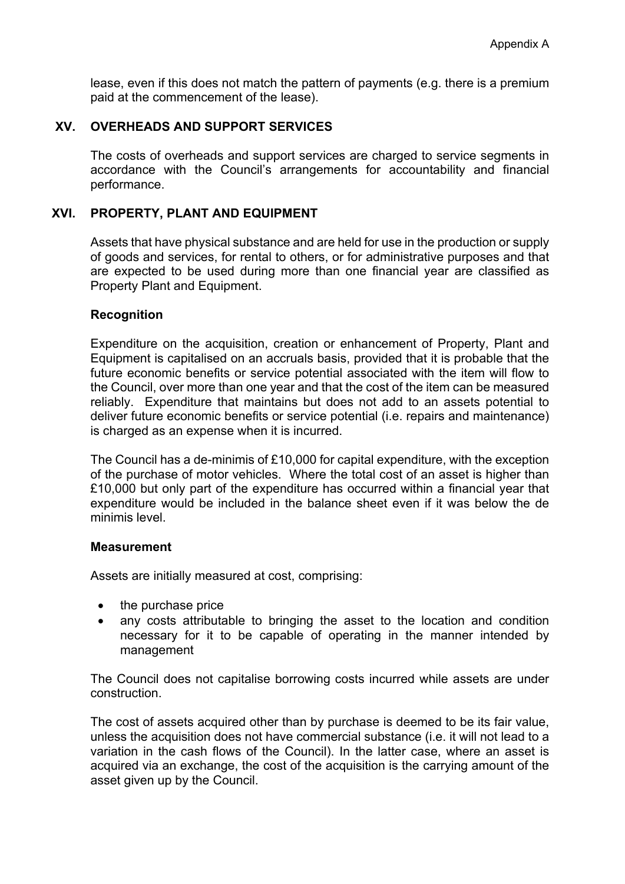lease, even if this does not match the pattern of payments (e.g. there is a premium paid at the commencement of the lease).

## XV. OVERHEADS AND SUPPORT SERVICES

The costs of overheads and support services are charged to service segments in accordance with the Council's arrangements for accountability and financial performance.

## XVI. PROPERTY, PLANT AND EQUIPMENT

Assets that have physical substance and are held for use in the production or supply of goods and services, for rental to others, or for administrative purposes and that are expected to be used during more than one financial year are classified as Property Plant and Equipment.

### Recognition

Expenditure on the acquisition, creation or enhancement of Property, Plant and Equipment is capitalised on an accruals basis, provided that it is probable that the future economic benefits or service potential associated with the item will flow to the Council, over more than one year and that the cost of the item can be measured reliably. Expenditure that maintains but does not add to an assets potential to deliver future economic benefits or service potential (i.e. repairs and maintenance) is charged as an expense when it is incurred.

The Council has a de-minimis of £10,000 for capital expenditure, with the exception of the purchase of motor vehicles. Where the total cost of an asset is higher than £10,000 but only part of the expenditure has occurred within a financial year that expenditure would be included in the balance sheet even if it was below the de minimis level.

### Measurement

Assets are initially measured at cost, comprising:

- the purchase price
- any costs attributable to bringing the asset to the location and condition necessary for it to be capable of operating in the manner intended by management

The Council does not capitalise borrowing costs incurred while assets are under construction.

The cost of assets acquired other than by purchase is deemed to be its fair value, unless the acquisition does not have commercial substance (i.e. it will not lead to a variation in the cash flows of the Council). In the latter case, where an asset is acquired via an exchange, the cost of the acquisition is the carrying amount of the asset given up by the Council.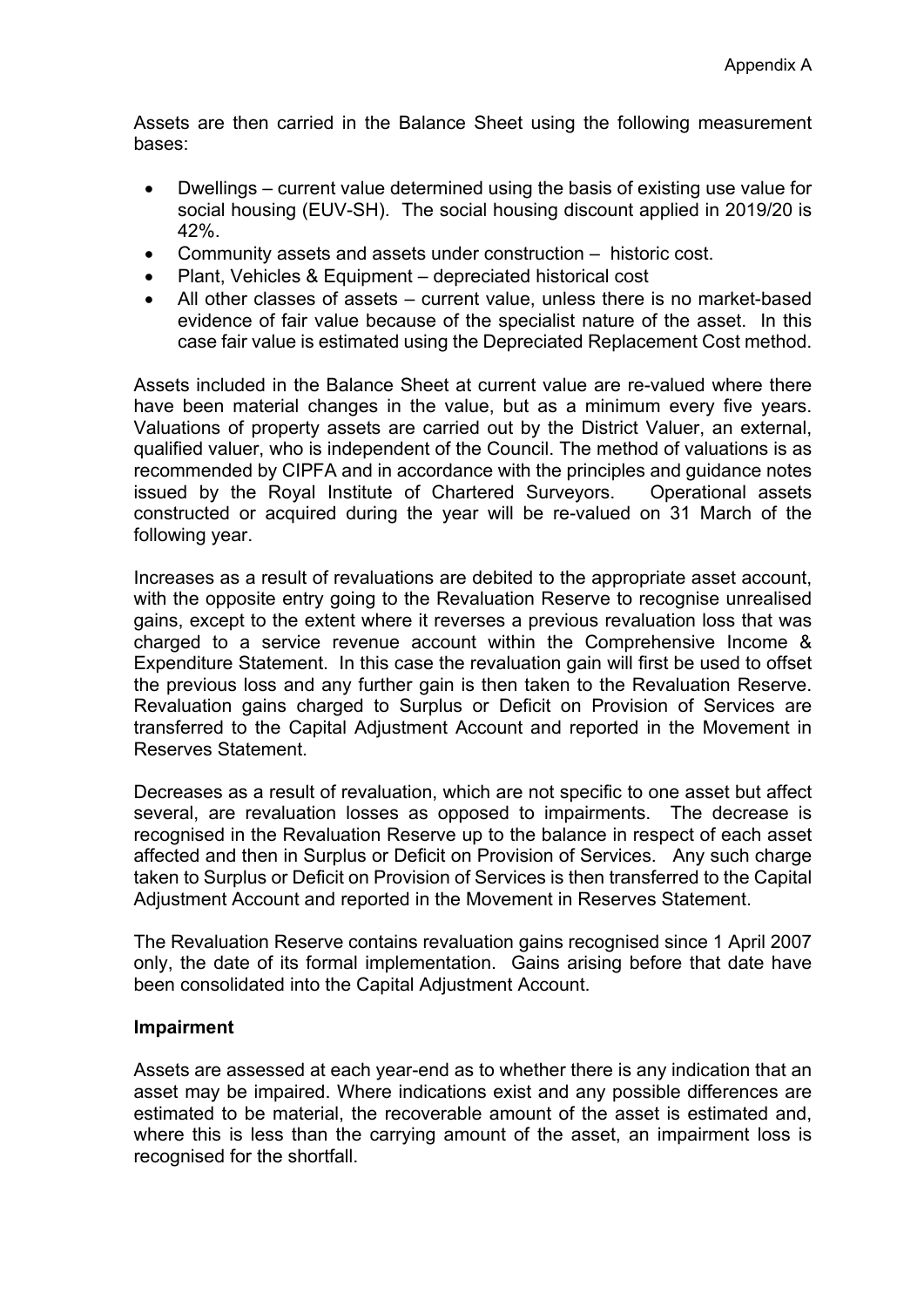Assets are then carried in the Balance Sheet using the following measurement bases:

- Dwellings – current value determined using the basis of existing use value for social housing (EUV-SH). The social housing discount applied in 2019/20 is 42%.
- Community assets and assets under construction – historic cost.
- Plant, Vehicles & Equipment – depreciated historical cost
- All other classes of assets – current value, unless there is no market-based evidence of fair value because of the specialist nature of the asset. In this case fair value is estimated using the Depreciated Replacement Cost method.

Assets included in the Balance Sheet at current value are re-valued where there have been material changes in the value, but as a minimum every five years. Valuations of property assets are carried out by the District Valuer, an external, qualified valuer, who is independent of the Council. The method of valuations is as recommended by CIPFA and in accordance with the principles and guidance notes issued by the Royal Institute of Chartered Surveyors. Operational assets constructed or acquired during the year will be re-valued on 31 March of the following year.

Increases as a result of revaluations are debited to the appropriate asset account, with the opposite entry going to the Revaluation Reserve to recognise unrealised gains, except to the extent where it reverses a previous revaluation loss that was charged to a service revenue account within the Comprehensive Income & Expenditure Statement. In this case the revaluation gain will first be used to offset the previous loss and any further gain is then taken to the Revaluation Reserve. Revaluation gains charged to Surplus or Deficit on Provision of Services are transferred to the Capital Adjustment Account and reported in the Movement in Reserves Statement.

Decreases as a result of revaluation, which are not specific to one asset but affect several, are revaluation losses as opposed to impairments. The decrease is recognised in the Revaluation Reserve up to the balance in respect of each asset affected and then in Surplus or Deficit on Provision of Services. Any such charge taken to Surplus or Deficit on Provision of Services is then transferred to the Capital Adjustment Account and reported in the Movement in Reserves Statement.

The Revaluation Reserve contains revaluation gains recognised since 1 April 2007 only, the date of its formal implementation. Gains arising before that date have been consolidated into the Capital Adjustment Account.

**Impairment**

Assets are assessed at each year-end as to whether there is any indication that an asset may be impaired. Where indications exist and any possible differences are estimated to be material, the recoverable amount of the asset is estimated and, where this is less than the carrying amount of the asset, an impairment loss is recognised for the shortfall.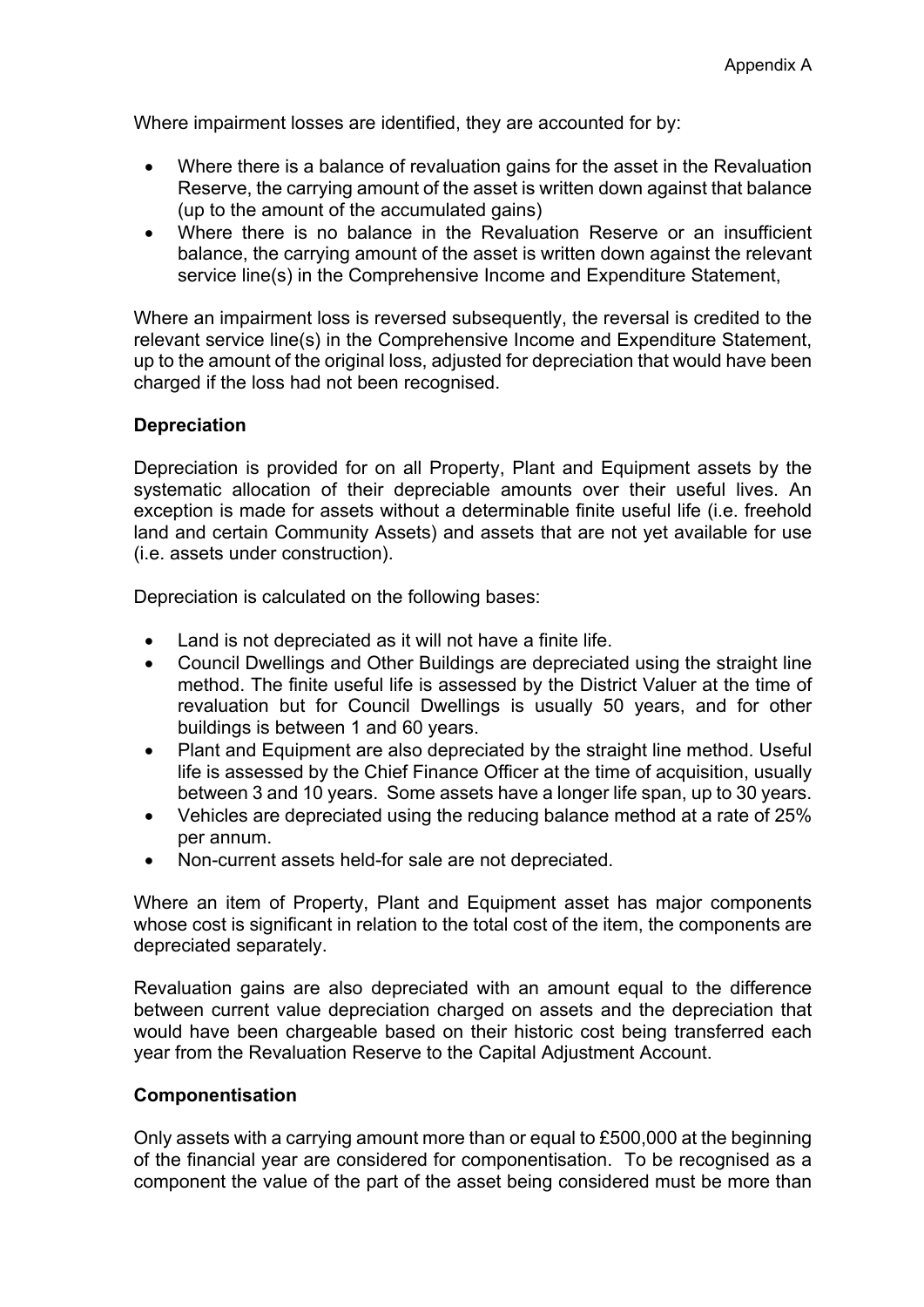Where impairment losses are identified, they are accounted for by:

- Where there is a balance of revaluation gains for the asset in the Revaluation Reserve, the carrying amount of the asset is written down against that balance (up to the amount of the accumulated gains)
- Where there is no balance in the Revaluation Reserve or an insufficient balance, the carrying amount of the asset is written down against the relevant service line(s) in the Comprehensive Income and Expenditure Statement,

Where an impairment loss is reversed subsequently, the reversal is credited to the relevant service line(s) in the Comprehensive Income and Expenditure Statement, up to the amount of the original loss, adjusted for depreciation that would have been charged if the loss had not been recognised.

**Depreciation**

Depreciation is provided for on all Property, Plant and Equipment assets by the systematic allocation of their depreciable amounts over their useful lives. An exception is made for assets without a determinable finite useful life (i.e. freehold land and certain Community Assets) and assets that are not yet available for use (i.e. assets under construction).

Depreciation is calculated on the following bases:

- Land is not depreciated as it will not have a finite life.
- Council Dwellings and Other Buildings are depreciated using the straight line method. The finite useful life is assessed by the District Valuer at the time of revaluation but for Council Dwellings is usually 50 years, and for other buildings is between 1 and 60 years.
- Plant and Equipment are also depreciated by the straight line method. Useful life is assessed by the Chief Finance Officer at the time of acquisition, usually between 3 and 10 years. Some assets have a longer life span, up to 30 years.
- Vehicles are depreciated using the reducing balance method at a rate of 25% per annum.
- Non-current assets held-for sale are not depreciated.

Where an item of Property, Plant and Equipment asset has major components whose cost is significant in relation to the total cost of the item, the components are depreciated separately.

Revaluation gains are also depreciated with an amount equal to the difference between current value depreciation charged on assets and the depreciation that would have been chargeable based on their historic cost being transferred each year from the Revaluation Reserve to the Capital Adjustment Account.

**Componentisation**

Only assets with a carrying amount more than or equal to £500,000 at the beginning of the financial year are considered for componentisation. To be recognised as a component the value of the part of the asset being considered must be more than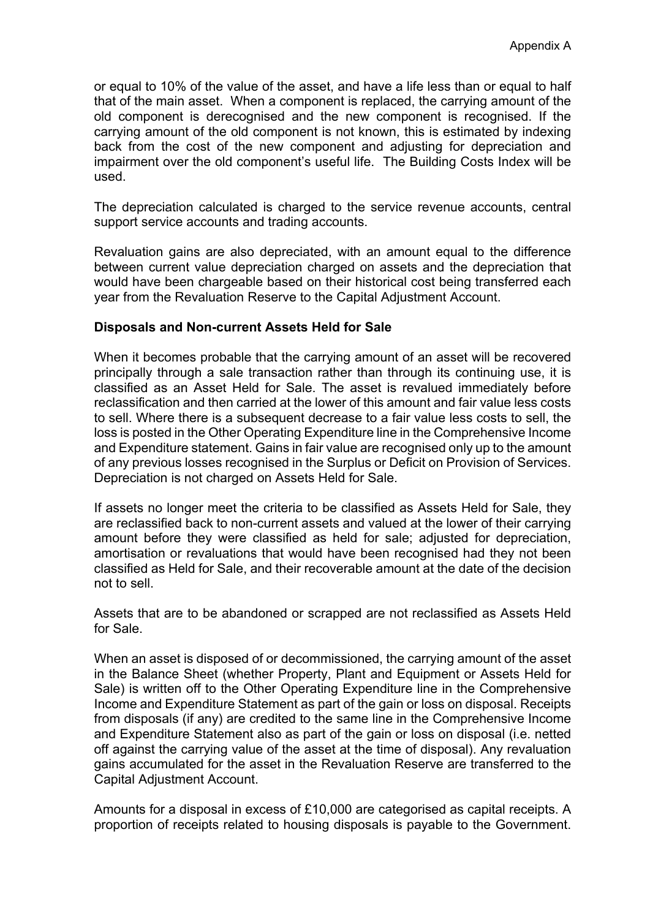or equal to 10% of the value of the asset, and have a life less than or equal to half that of the main asset. When a component is replaced, the carrying amount of the old component is derecognised and the new component is recognised. If the carrying amount of the old component is not known, this is estimated by indexing back from the cost of the new component and adjusting for depreciation and impairment over the old component's useful life. The Building Costs Index will be used.

The depreciation calculated is charged to the service revenue accounts, central support service accounts and trading accounts.

Revaluation gains are also depreciated, with an amount equal to the difference between current value depreciation charged on assets and the depreciation that would have been chargeable based on their historical cost being transferred each year from the Revaluation Reserve to the Capital Adjustment Account.

**Disposals and Non-current Assets Held for Sale**

When it becomes probable that the carrying amount of an asset will be recovered principally through a sale transaction rather than through its continuing use, it is classified as an Asset Held for Sale. The asset is revalued immediately before reclassification and then carried at the lower of this amount and fair value less costs to sell. Where there is a subsequent decrease to a fair value less costs to sell, the loss is posted in the Other Operating Expenditure line in the Comprehensive Income and Expenditure statement. Gains in fair value are recognised only up to the amount of any previous losses recognised in the Surplus or Deficit on Provision of Services. Depreciation is not charged on Assets Held for Sale.

If assets no longer meet the criteria to be classified as Assets Held for Sale, they are reclassified back to non-current assets and valued at the lower of their carrying amount before they were classified as held for sale; adjusted for depreciation, amortisation or revaluations that would have been recognised had they not been classified as Held for Sale, and their recoverable amount at the date of the decision not to sell.

Assets that are to be abandoned or scrapped are not reclassified as Assets Held for Sale.

When an asset is disposed of or decommissioned, the carrying amount of the asset in the Balance Sheet (whether Property, Plant and Equipment or Assets Held for Sale) is written off to the Other Operating Expenditure line in the Comprehensive Income and Expenditure Statement as part of the gain or loss on disposal. Receipts from disposals (if any) are credited to the same line in the Comprehensive Income and Expenditure Statement also as part of the gain or loss on disposal (i.e. netted off against the carrying value of the asset at the time of disposal). Any revaluation gains accumulated for the asset in the Revaluation Reserve are transferred to the Capital Adjustment Account.

Amounts for a disposal in excess of £10,000 are categorised as capital receipts. A proportion of receipts related to housing disposals is payable to the Government.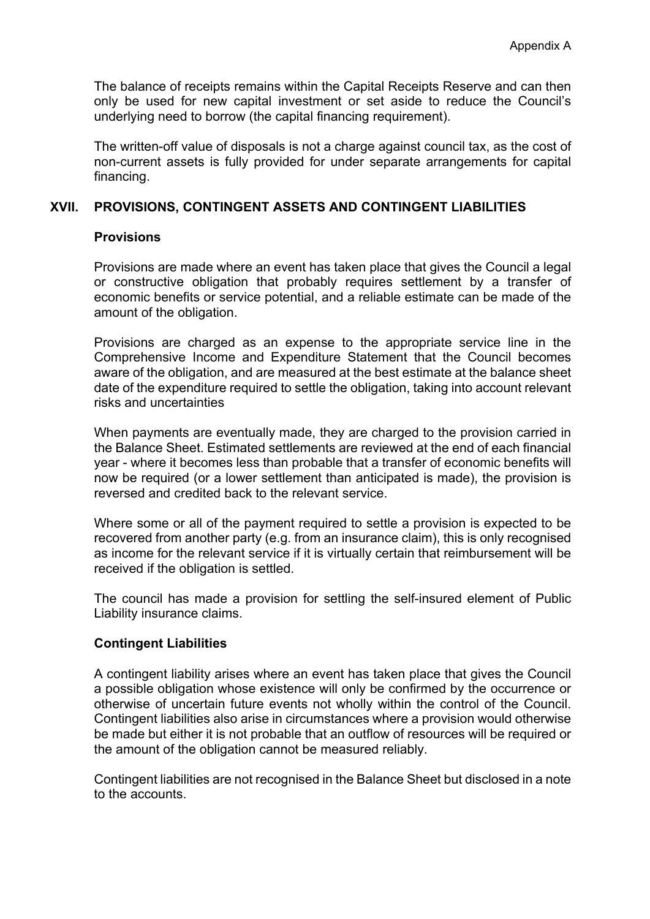The balance of receipts remains within the Capital Receipts Reserve and can then only be used for new capital investment or set aside to reduce the Council's underlying need to borrow (the capital financing requirement).

The written-off value of disposals is not a charge against council tax, as the cost of non-current assets is fully provided for under separate arrangements for capital financing.

## XVII. PROVISIONS, CONTINGENT ASSETS AND CONTINGENT LIABILITIES

### Provisions

Provisions are made where an event has taken place that gives the Council a legal or constructive obligation that probably requires settlement by a transfer of economic benefits or service potential, and a reliable estimate can be made of the amount of the obligation.

Provisions are charged as an expense to the appropriate service line in the Comprehensive Income and Expenditure Statement that the Council becomes aware of the obligation, and are measured at the best estimate at the balance sheet date of the expenditure required to settle the obligation, taking into account relevant risks and uncertainties

When payments are eventually made, they are charged to the provision carried in the Balance Sheet. Estimated settlements are reviewed at the end of each financial year - where it becomes less than probable that a transfer of economic benefits will now be required (or a lower settlement than anticipated is made), the provision is reversed and credited back to the relevant service.

Where some or all of the payment required to settle a provision is expected to be recovered from another party (e.g. from an insurance claim), this is only recognised as income for the relevant service if it is virtually certain that reimbursement will be received if the obligation is settled.

The council has made a provision for settling the self-insured element of Public Liability insurance claims.

### Contingent Liabilities

A contingent liability arises where an event has taken place that gives the Council a possible obligation whose existence will only be confirmed by the occurrence or otherwise of uncertain future events not wholly within the control of the Council. Contingent liabilities also arise in circumstances where a provision would otherwise be made but either it is not probable that an outflow of resources will be required or the amount of the obligation cannot be measured reliably.

Contingent liabilities are not recognised in the Balance Sheet but disclosed in a note to the accounts.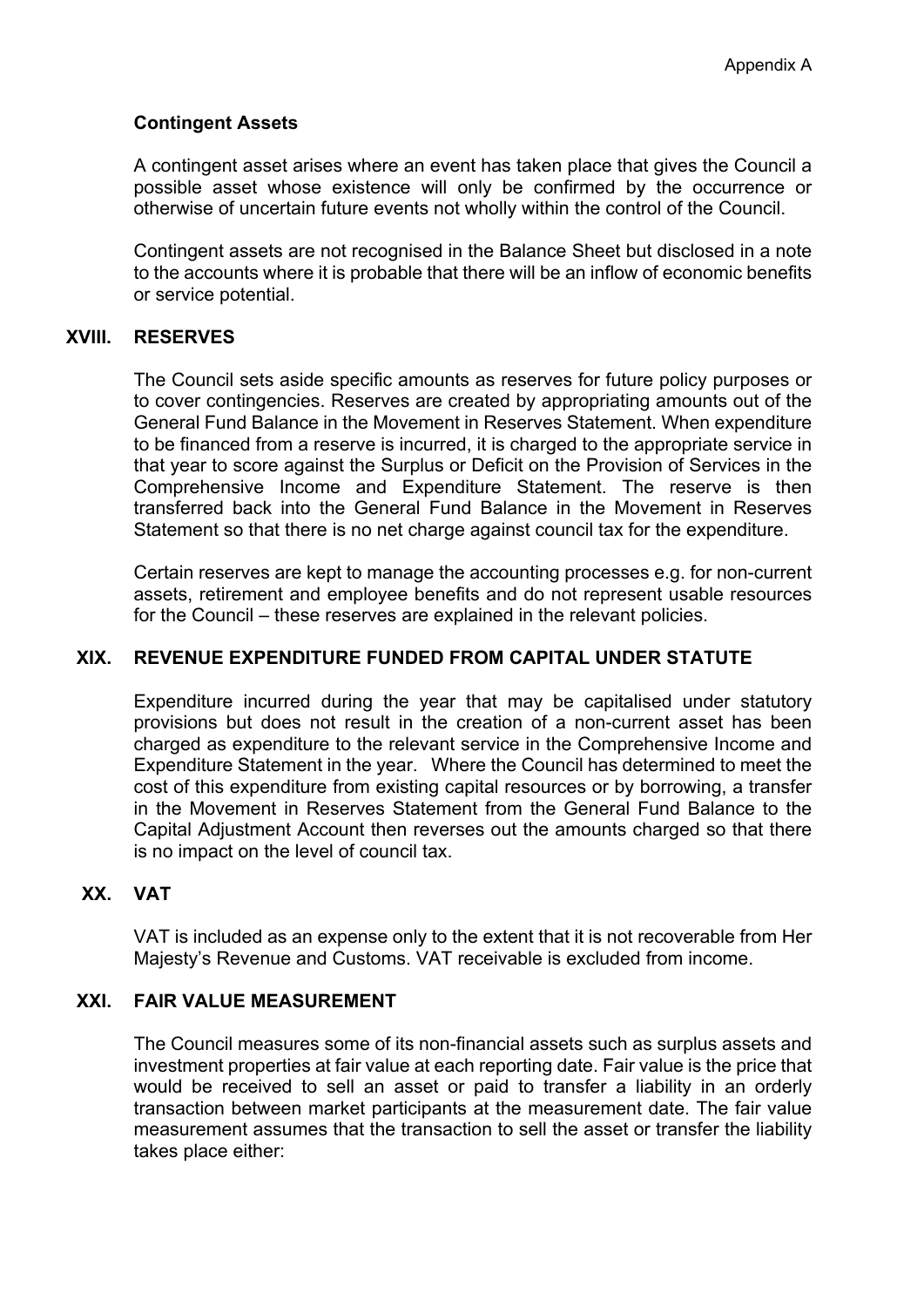**Contingent Assets**

A contingent asset arises where an event has taken place that gives the Council a possible asset whose existence will only be confirmed by the occurrence or otherwise of uncertain future events not wholly within the control of the Council.

Contingent assets are not recognised in the Balance Sheet but disclosed in a note to the accounts where it is probable that there will be an inflow of economic benefits or service potential.

## XVIII. RESERVES

The Council sets aside specific amounts as reserves for future policy purposes or to cover contingencies. Reserves are created by appropriating amounts out of the General Fund Balance in the Movement in Reserves Statement. When expenditure to be financed from a reserve is incurred, it is charged to the appropriate service in that year to score against the Surplus or Deficit on the Provision of Services in the Comprehensive Income and Expenditure Statement. The reserve is then transferred back into the General Fund Balance in the Movement in Reserves Statement so that there is no net charge against council tax for the expenditure.

Certain reserves are kept to manage the accounting processes e.g. for non-current assets, retirement and employee benefits and do not represent usable resources for the Council – these reserves are explained in the relevant policies.

## XIX. REVENUE EXPENDITURE FUNDED FROM CAPITAL UNDER STATUTE

Expenditure incurred during the year that may be capitalised under statutory provisions but does not result in the creation of a non-current asset has been charged as expenditure to the relevant service in the Comprehensive Income and Expenditure Statement in the year. Where the Council has determined to meet the cost of this expenditure from existing capital resources or by borrowing, a transfer in the Movement in Reserves Statement from the General Fund Balance to the Capital Adjustment Account then reverses out the amounts charged so that there is no impact on the level of council tax.

## XX. VAT

VAT is included as an expense only to the extent that it is not recoverable from Her Majesty's Revenue and Customs. VAT receivable is excluded from income.

## XXI. FAIR VALUE MEASUREMENT

The Council measures some of its non-financial assets such as surplus assets and investment properties at fair value at each reporting date. Fair value is the price that would be received to sell an asset or paid to transfer a liability in an orderly transaction between market participants at the measurement date. The fair value measurement assumes that the transaction to sell the asset or transfer the liability takes place either: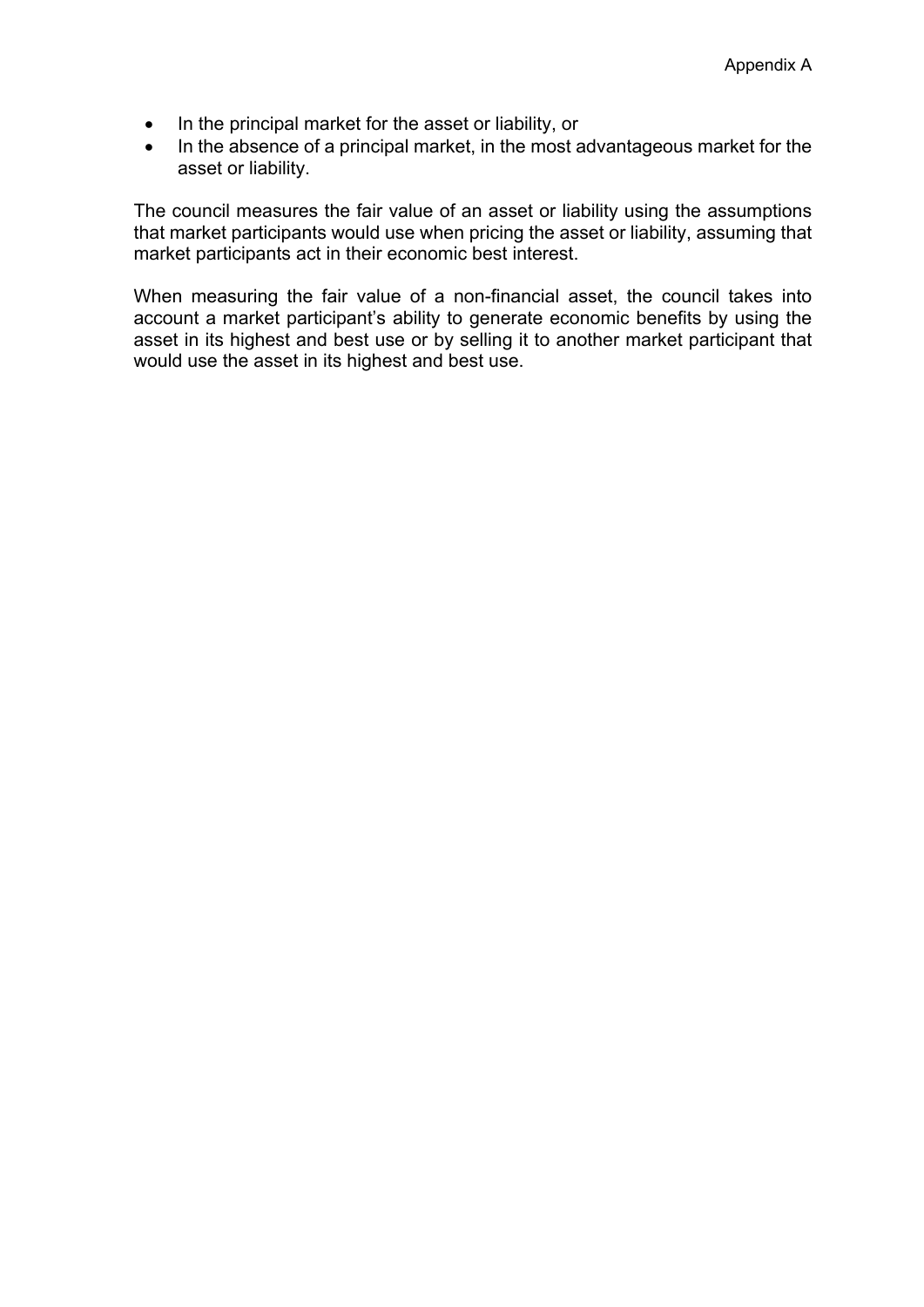- In the principal market for the asset or liability, or
- In the absence of a principal market, in the most advantageous market for the asset or liability.

The council measures the fair value of an asset or liability using the assumptions that market participants would use when pricing the asset or liability, assuming that market participants act in their economic best interest.

When measuring the fair value of a non-financial asset, the council takes into account a market participant's ability to generate economic benefits by using the asset in its highest and best use or by selling it to another market participant that would use the asset in its highest and best use.